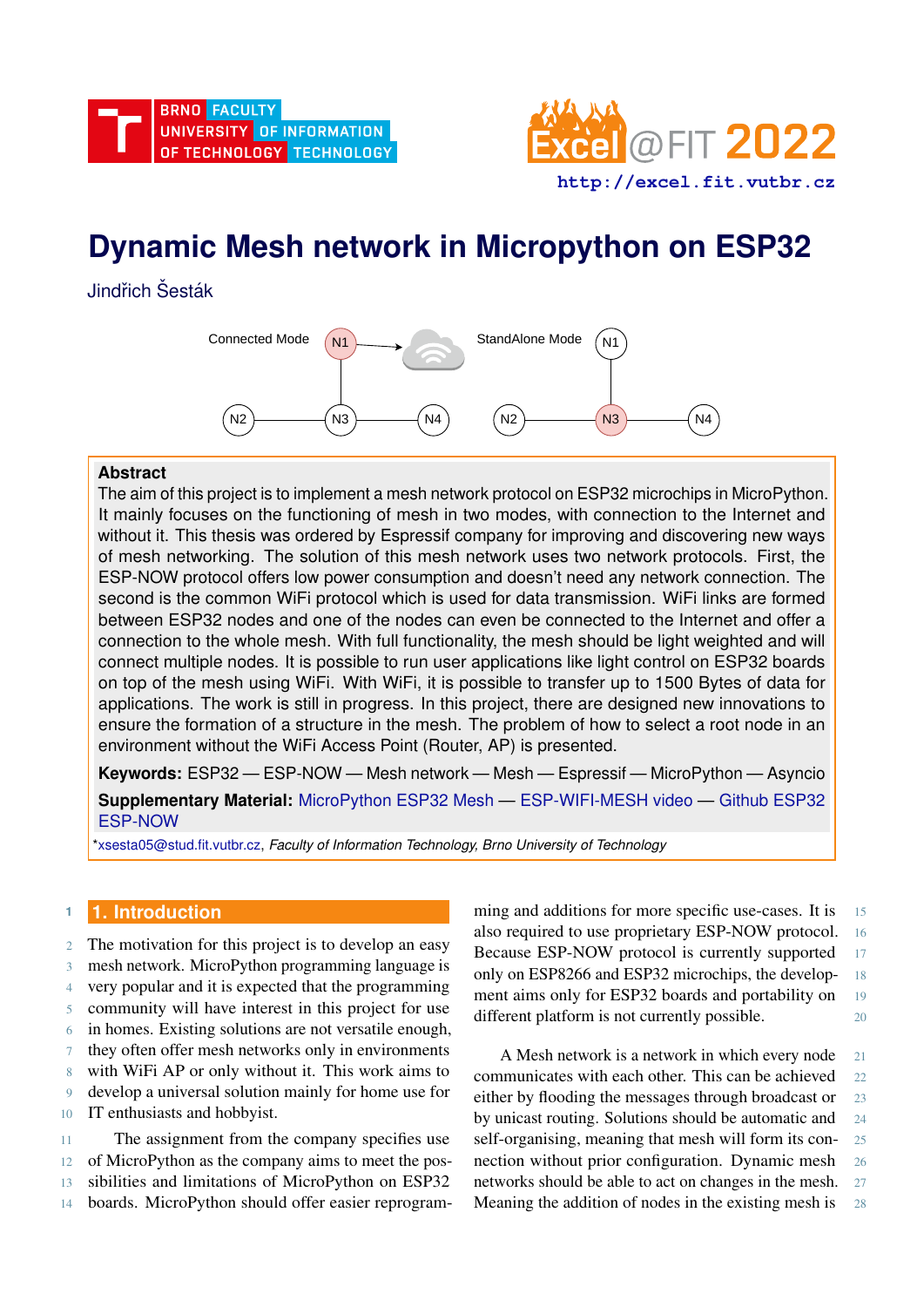# Dynamic Mesh network in Micropython on ESP32

Jindřich Šesták

Connected Mode N1 N2 N3 N4 StandAlone Mode N1 N2 N3 N4

**Abstract**

The aim of this project is to implement a mesh network protocol on ESP32 microchips in MicroPython. It mainly focuses on the functioning of mesh in two modes, with connection to the Internet and without it. This thesis was ordered by Espressif company for improving and discovering new ways of mesh networking. The solution of this mesh network uses two network protocols. First, the ESP-NOW protocol offers low power consumption and doesn't need any network connection. The second is the common WiFi protocol which is used for data transmission. WiFi links are formed between ESP32 nodes and one of the nodes can even be connected to the Internet and offer a connection to the whole mesh. With full functionality, the mesh should be light weighted and will connect multiple nodes. It is possible to run user applications like light control on ESP32 boards on top of the mesh using WiFi. With WiFi, it is possible to transfer up to 1500 Bytes of data for applications. The work is still in progress. In this project, there are designed new innovations to ensure the formation of a structure in the mesh. The problem of how to select a root node in an environment without the WiFi Access Point (Router, AP) is presented.

**Keywords:** ESP32 — ESP-NOW — Mesh network — Mesh — Espressif — MicroPython — Asyncio

**Supplementary Material:** MicroPython ESP32 Mesh — ESP-WIFI-MESH video — Github ESP32 ESP-NOW

*xsesta05@stud.fit.vutbr.cz, *Faculty of Information Technology, Brno University of Technology*

## 1. Introduction

The motivation for this project is to develop an easy mesh network. MicroPython programming language is very popular and it is expected that the programming community will have interest in this project for use in homes. Existing solutions are not versatile enough, they often offer mesh networks only in environments with WiFi AP or only without it. This work aims to develop a universal solution mainly for home use for IT enthusiasts and hobbyist.

The assignment from the company specifies use of MicroPython as the company aims to meet the possibilities and limitations of MicroPython on ESP32 boards. MicroPython should offer easier reprogramming and additions for more specific use-cases. It is also required to use proprietary ESP-NOW protocol. Because ESP-NOW protocol is currently supported only on ESP8266 and ESP32 microchips, the development aims only for ESP32 boards and portability on different platform is not currently possible.

A Mesh network is a network in which every node communicates with each other. This can be achieved either by flooding the messages through broadcast or by unicast routing. Solutions should be automatic and self-organising, meaning that mesh will form its connection without prior configuration. Dynamic mesh networks should be able to act on changes in the mesh. Meaning the addition of nodes in the existing mesh is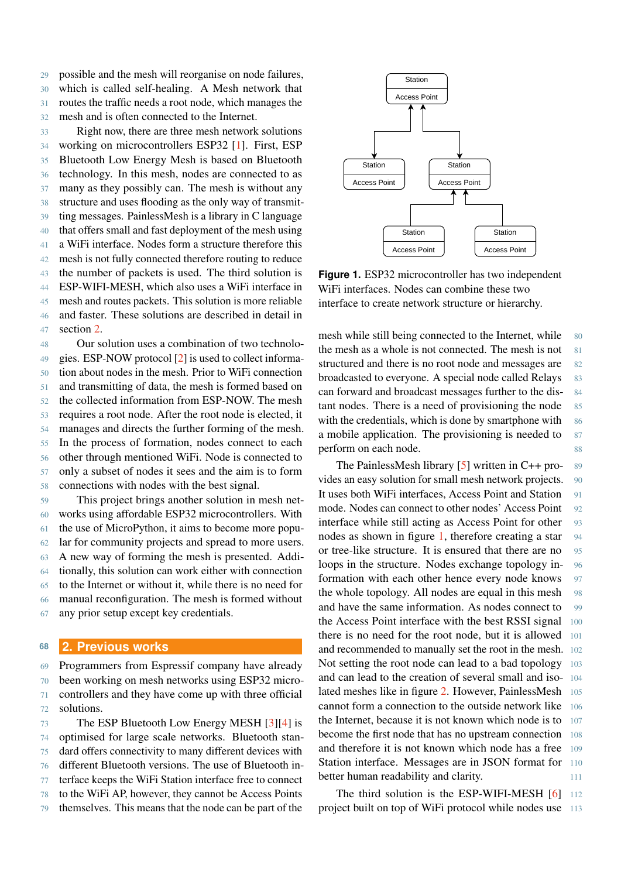possible and the mesh will reorganise on node failures, which is called self-healing. A Mesh network that routes the traffic needs a root node, which manages the mesh and is often connected to the Internet.

Right now, there are three mesh network solutions working on microcontrollers ESP32 [1]. First, ESP Bluetooth Low Energy Mesh is based on Bluetooth technology. In this mesh, nodes are connected to as many as they possibly can. The mesh is without any structure and uses flooding as the only way of transmitting messages. PainlessMesh is a library in C language that offers small and fast deployment of the mesh using a WiFi interface. Nodes form a structure therefore this mesh is not fully connected therefore routing to reduce the number of packets is used. The third solution is ESP-WIFI-MESH, which also uses a WiFi interface in mesh and routes packets. This solution is more reliable and faster. These solutions are described in detail in section 2.

Our solution uses a combination of two technologies. ESP-NOW protocol [2] is used to collect information about nodes in the mesh. Prior to WiFi connection and transmitting of data, the mesh is formed based on the collected information from ESP-NOW. The mesh requires a root node. After the root node is elected, it manages and directs the further forming of the mesh. In the process of formation, nodes connect to each other through mentioned WiFi. Node is connected to only a subset of nodes it sees and the aim is to form connections with nodes with the best signal.

This project brings another solution in mesh networks using affordable ESP32 microcontrollers. With the use of MicroPython, it aims to become more popular for community projects and spread to more users. A new way of forming the mesh is presented. Additionally, this solution can work either with connection to the Internet or without it, while there is no need for manual reconfiguration. The mesh is formed without any prior setup except key credentials.

## 2. Previous works

Programmers from Espressif company have already been working on mesh networks using ESP32 microcontrollers and they have come up with three official solutions.

The ESP Bluetooth Low Energy MESH [3][4] is optimised for large scale networks. Bluetooth standard offers connectivity to many different devices with different Bluetooth versions. The use of Bluetooth interface keeps the WiFi Station interface free to connect to the WiFi AP, however, they cannot be Access Points themselves. This means that the node can be part of the mesh while still being connected to the Internet, while the mesh as a whole is not connected. The mesh is not structured and there is no root node and messages are broadcasted to everyone. A special node called Relays can forward and broadcast messages further to the distant nodes. There is a need of provisioning the node with the credentials, which is done by smartphone with a mobile application. The provisioning is needed to perform on each node.

**Figure 1.** ESP32 microcontroller has two independent WiFi interfaces. Nodes can combine these two interface to create network structure or hierarchy.

The PainlessMesh library [5] written in C++ provides an easy solution for small mesh network projects. It uses both WiFi interfaces, Access Point and Station mode. Nodes can connect to other nodes' Access Point interface while still acting as Access Point for other nodes as shown in figure 1, therefore creating a star or tree-like structure. It is ensured that there are no loops in the structure. Nodes exchange topology information with each other node hence every node knows the whole topology. All nodes are equal in this mesh and have the same information. As nodes connect to the Access Point interface with the best RSSI signal there is no need for the root node, but it is allowed and recommended to manually set the root in the mesh. Not setting the root node can lead to a bad topology and can lead to the creation of several small and isolated meshes like in figure 2. However, PainlessMesh cannot form a connection to the outside network like the Internet, because it is not known which node is to become the first node that has no upstream connection and therefore it is not known which node has a free Station interface. Messages are in JSON format for better human readability and clarity.

The third solution is the ESP-WIFI-MESH [6] project built on top of WiFi protocol while nodes use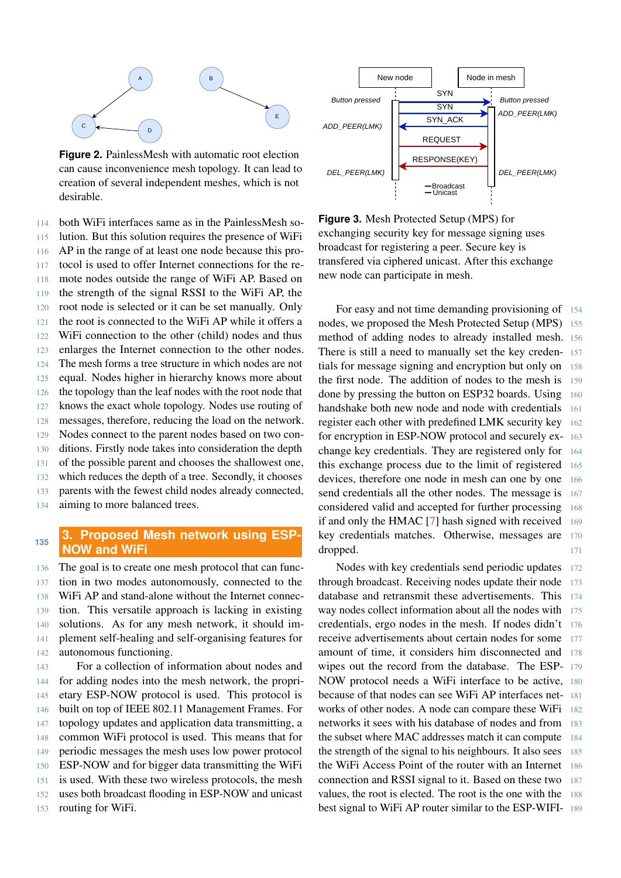**Figure 2.** PainlessMesh with automatic root election can cause inconvenience mesh topology. It can lead to creation of several independent meshes, which is not desirable.

both WiFi interfaces same as in the PainlessMesh solution. But this solution requires the presence of WiFi AP in the range of at least one node because this protocol is used to offer Internet connections for the remote nodes outside the range of WiFi AP. Based on the strength of the signal RSSI to the WiFi AP, the root node is selected or it can be set manually. Only the root is connected to the WiFi AP while it offers a WiFi connection to the other (child) nodes and thus enlarges the Internet connection to the other nodes. The mesh forms a tree structure in which nodes are not equal. Nodes higher in hierarchy knows more about the topology than the leaf nodes with the root node that knows the exact whole topology. Nodes use routing of messages, therefore, reducing the load on the network. Nodes connect to the parent nodes based on two conditions. Firstly node takes into consideration the depth of the possible parent and chooses the shallowest one, which reduces the depth of a tree. Secondly, it chooses parents with the fewest child nodes already connected, aiming to more balanced trees.

## 3. Proposed Mesh network using ESP-NOW and WiFi

The goal is to create one mesh protocol that can function in two modes autonomously, connected to the WiFi AP and stand-alone without the Internet connection. This versatile approach is lacking in existing solutions. As for any mesh network, it should implement self-healing and self-organising features for autonomous functioning.

For a collection of information about nodes and for adding nodes into the mesh network, the proprietary ESP-NOW protocol is used. This protocol is built on top of IEEE 802.11 Management Frames. For topology updates and application data transmitting, a common WiFi protocol is used. This means that for periodic messages the mesh uses low power protocol ESP-NOW and for bigger data transmitting the WiFi is used. With these two wireless protocols, the mesh uses both broadcast flooding in ESP-NOW and unicast routing for WiFi.

**Figure 3.** Mesh Protected Setup (MPS) for exchanging security key for message signing uses broadcast for registering a peer. Secure key is transfered via ciphered unicast. After this exchange new node can participate in mesh.

For easy and not time demanding provisioning of nodes, we proposed the Mesh Protected Setup (MPS) method of adding nodes to already installed mesh. There is still a need to manually set the key credentials for message signing and encryption but only on the first node. The addition of nodes to the mesh is done by pressing the button on ESP32 boards. Using handshake both new node and node with credentials register each other with predefined LMK security key for encryption in ESP-NOW protocol and securely exchange key credentials. They are registered only for this exchange process due to the limit of registered devices, therefore one node in mesh can one by one send credentials all the other nodes. The message is considered valid and accepted for further processing if and only the HMAC [7] hash signed with received key credentials matches. Otherwise, messages are dropped.

Nodes with key credentials send periodic updates through broadcast. Receiving nodes update their node database and retransmit these advertisements. This way nodes collect information about all the nodes with credentials, ergo nodes in the mesh. If nodes didn't receive advertisements about certain nodes for some amount of time, it considers him disconnected and wipes out the record from the database. The ESP-NOW protocol needs a WiFi interface to be active, because of that nodes can see WiFi AP interfaces networks of other nodes. A node can compare these WiFi networks it sees with his database of nodes and from the subset where MAC addresses match it can compute the strength of the signal to his neighbours. It also sees the WiFi Access Point of the router with an Internet connection and RSSI signal to it. Based on these two values, the root is elected. The root is the one with the best signal to WiFi AP router similar to the ESP-WIFI-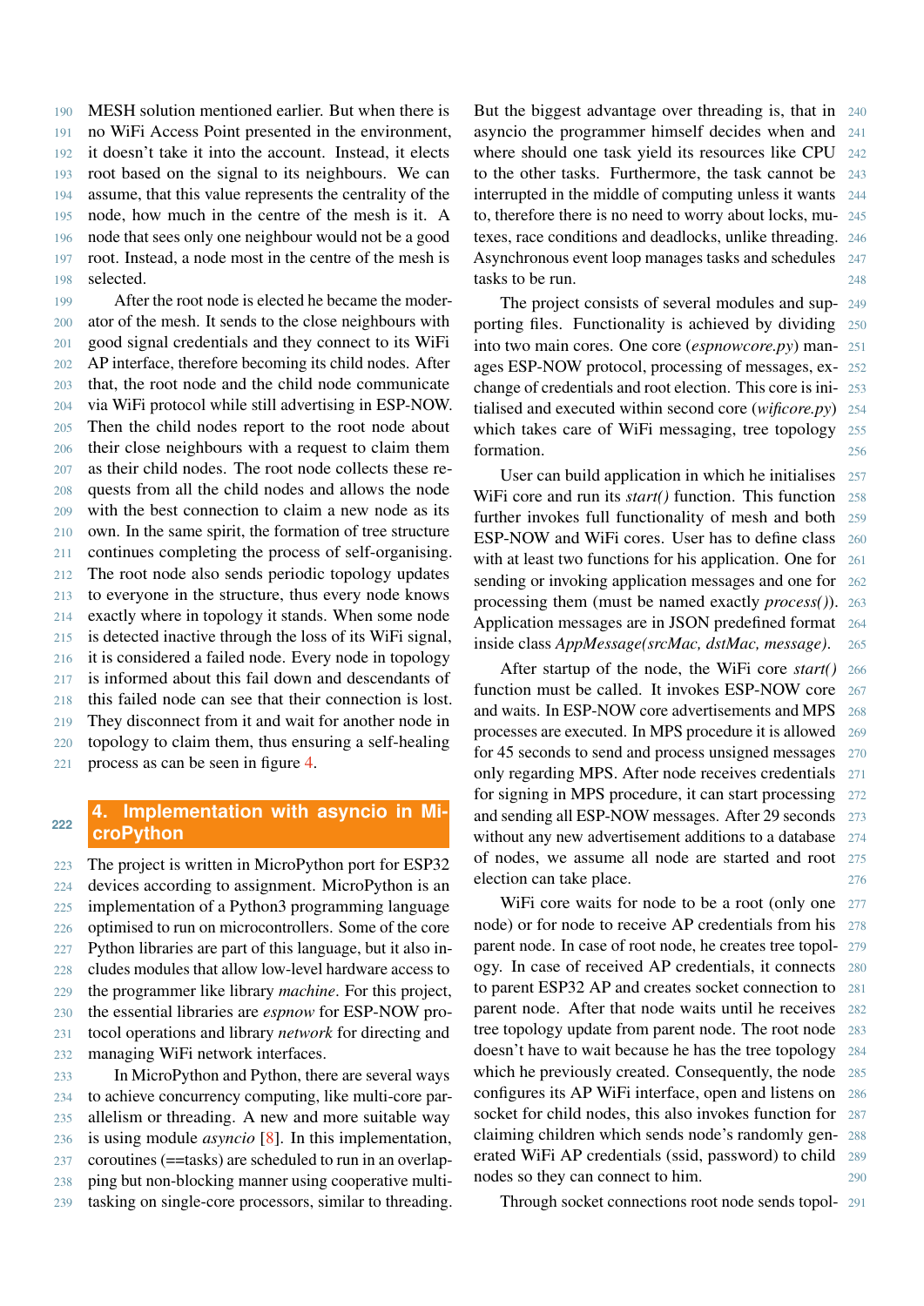MESH solution mentioned earlier. But when there is no WiFi Access Point presented in the environment, it doesn't take it into the account. Instead, it elects root based on the signal to its neighbours. We can assume, that this value represents the centrality of the node, how much in the centre of the mesh is it. A node that sees only one neighbour would not be a good root. Instead, a node most in the centre of the mesh is selected.

After the root node is elected he became the moderator of the mesh. It sends to the close neighbours with good signal credentials and they connect to its WiFi AP interface, therefore becoming its child nodes. After that, the root node and the child node communicate via WiFi protocol while still advertising in ESP-NOW. Then the child nodes report to the root node about their close neighbours with a request to claim them as their child nodes. The root node collects these requests from all the child nodes and allows the node with the best connection to claim a new node as its own. In the same spirit, the formation of tree structure continues completing the process of self-organising. The root node also sends periodic topology updates to everyone in the structure, thus every node knows exactly where in topology it stands. When some node is detected inactive through the loss of its WiFi signal, it is considered a failed node. Every node in topology is informed about this fail down and descendants of this failed node can see that their connection is lost. They disconnect from it and wait for another node in topology to claim them, thus ensuring a self-healing process as can be seen in figure 4.

## 4. Implementation with asyncio in MicroPython

The project is written in MicroPython port for ESP32 devices according to assignment. MicroPython is an implementation of a Python3 programming language optimised to run on microcontrollers. Some of the core Python libraries are part of this language, but it also includes modules that allow low-level hardware access to the programmer like library *machine*. For this project, the essential libraries are *espnow* for ESP-NOW protocol operations and library *network* for directing and managing WiFi network interfaces.

In MicroPython and Python, there are several ways to achieve concurrency computing, like multi-core parallelism or threading. A new and more suitable way is using module *asyncio* [8]. In this implementation, coroutines (==tasks) are scheduled to run in an overlapping but non-blocking manner using cooperative multitasking on single-core processors, similar to threading. But the biggest advantage over threading is, that in asyncio the programmer himself decides when and where should one task yield its resources like CPU to the other tasks. Furthermore, the task cannot be interrupted in the middle of computing unless it wants to, therefore there is no need to worry about locks, mutexes, race conditions and deadlocks, unlike threading. Asynchronous event loop manages tasks and schedules tasks to be run.

The project consists of several modules and supporting files. Functionality is achieved by dividing into two main cores. One core (*espnowcore.py*) manages ESP-NOW protocol, processing of messages, exchange of credentials and root election. This core is initialised and executed within second core (*wificore.py*) which takes care of WiFi messaging, tree topology formation.

User can build application in which he initialises WiFi core and run its *start()* function. This function further invokes full functionality of mesh and both ESP-NOW and WiFi cores. User has to define class with at least two functions for his application. One for sending or invoking application messages and one for processing them (must be named exactly *process()*). Application messages are in JSON predefined format inside class *AppMessage(srcMac, dstMac, message)*.

After startup of the node, the WiFi core *start()* function must be called. It invokes ESP-NOW core and waits. In ESP-NOW core advertisements and MPS processes are executed. In MPS procedure it is allowed for 45 seconds to send and process unsigned messages only regarding MPS. After node receives credentials for signing in MPS procedure, it can start processing and sending all ESP-NOW messages. After 29 seconds without any new advertisement additions to a database of nodes, we assume all node are started and root election can take place.

WiFi core waits for node to be a root (only one node) or for node to receive AP credentials from his parent node. In case of root node, he creates tree topology. In case of received AP credentials, it connects to parent ESP32 AP and creates socket connection to parent node. After that node waits until he receives tree topology update from parent node. The root node doesn't have to wait because he has the tree topology which he previously created. Consequently, the node configures its AP WiFi interface, open and listens on socket for child nodes, this also invokes function for claiming children which sends node's randomly generated WiFi AP credentials (ssid, password) to child nodes so they can connect to him.

Through socket connections root node sends topol-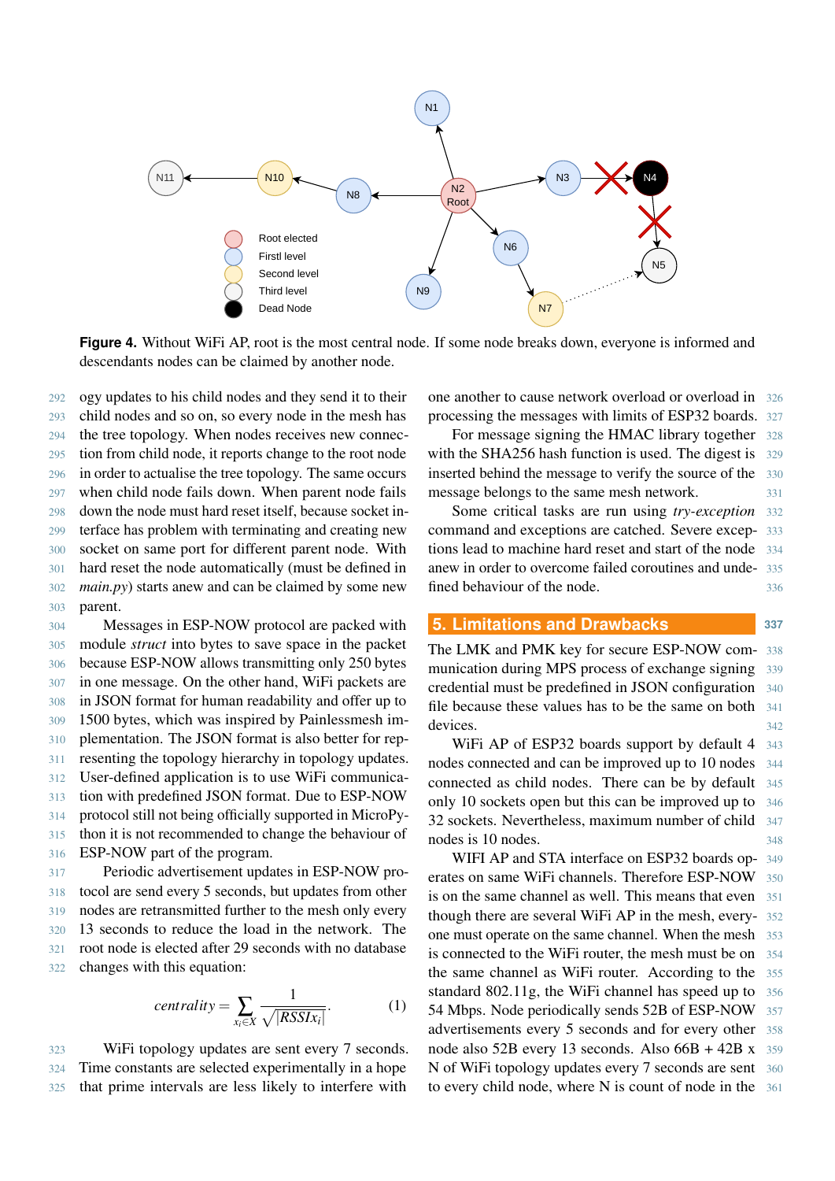**Figure 4.** Without WiFi AP, root is the most central node. If some node breaks down, everyone is informed and descendants nodes can be claimed by another node.

ogy updates to his child nodes and they send it to their child nodes and so on, so every node in the mesh has the tree topology. When nodes receives new connection from child node, it reports change to the root node in order to actualise the tree topology. The same occurs when child node fails down. When parent node fails down the node must hard reset itself, because socket interface has problem with terminating and creating new socket on same port for different parent node. With hard reset the node automatically (must be defined in *main.py*) starts anew and can be claimed by some new parent.

Messages in ESP-NOW protocol are packed with module *struct* into bytes to save space in the packet because ESP-NOW allows transmitting only 250 bytes in one message. On the other hand, WiFi packets are in JSON format for human readability and offer up to 1500 bytes, which was inspired by Painlessmesh implementation. The JSON format is also better for representing the topology hierarchy in topology updates. User-defined application is to use WiFi communication with predefined JSON format. Due to ESP-NOW protocol still not being officially supported in MicroPython it is not recommended to change the behaviour of ESP-NOW part of the program.

Periodic advertisement updates in ESP-NOW protocol are send every 5 seconds, but updates from other nodes are retransmitted further to the mesh only every 13 seconds to reduce the load in the network. The root node is elected after 29 seconds with no database changes with this equation:

$$centrality = \sum_{x_i \in X} \frac{1}{\sqrt{|RSSIx_i|}}. \tag{1}$$

WiFi topology updates are sent every 7 seconds. Time constants are selected experimentally in a hope that prime intervals are less likely to interfere with one another to cause network overload or overload in processing the messages with limits of ESP32 boards.

For message signing the HMAC library together with the SHA256 hash function is used. The digest is inserted behind the message to verify the source of the message belongs to the same mesh network.

Some critical tasks are run using *try-exception* command and exceptions are catched. Severe exceptions lead to machine hard reset and start of the node anew in order to overcome failed coroutines and undefined behaviour of the node.

## 5. Limitations and Drawbacks

The LMK and PMK key for secure ESP-NOW communication during MPS process of exchange signing credential must be predefined in JSON configuration file because these values has to be the same on both devices.

WiFi AP of ESP32 boards support by default 4 nodes connected and can be improved up to 10 nodes connected as child nodes. There can be by default only 10 sockets open but this can be improved up to 32 sockets. Nevertheless, maximum number of child nodes is 10 nodes.

WIFI AP and STA interface on ESP32 boards operates on same WiFi channels. Therefore ESP-NOW is on the same channel as well. This means that even though there are several WiFi AP in the mesh, everyone must operate on the same channel. When the mesh is connected to the WiFi router, the mesh must be on the same channel as WiFi router. According to the standard 802.11g, the WiFi channel has speed up to 54 Mbps. Node periodically sends 52B of ESP-NOW advertisements every 5 seconds and for every other node also 52B every 13 seconds. Also 66B + 42B x N of WiFi topology updates every 7 seconds are sent to every child node, where N is count of node in the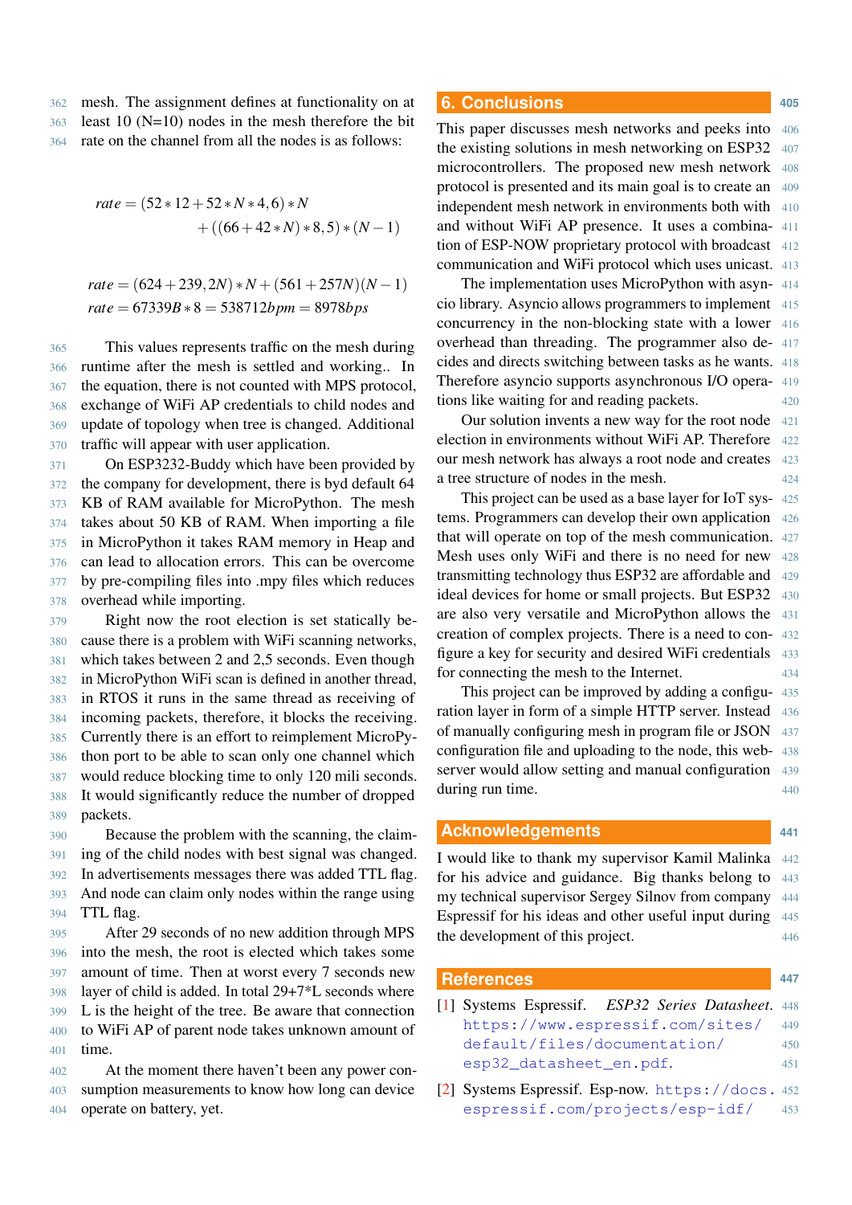mesh. The assignment defines at functionality on at least 10 (N=10) nodes in the mesh therefore the bit rate on the channel from all the nodes is as follows:

$$rate = (52*12+52*N*4,6)*N + ((66+42*N)*8,5)*(N-1)$$

$$rate = (624+239,2N)*N+(561+257N)(N-1)$$
$$rate = 67339B*8 = 538712bpm = 8978bps$$

This values represents traffic on the mesh during runtime after the mesh is settled and working.. In the equation, there is not counted with MPS protocol, exchange of WiFi AP credentials to child nodes and update of topology when tree is changed. Additional traffic will appear with user application.

On ESP3232-Buddy which have been provided by the company for development, there is byd default 64 KB of RAM available for MicroPython. The mesh takes about 50 KB of RAM. When importing a file in MicroPython it takes RAM memory in Heap and can lead to allocation errors. This can be overcome by pre-compiling files into .mpy files which reduces overhead while importing.

Right now the root election is set statically because there is a problem with WiFi scanning networks, which takes between 2 and 2,5 seconds. Even though in MicroPython WiFi scan is defined in another thread, in RTOS it runs in the same thread as receiving of incoming packets, therefore, it blocks the receiving. Currently there is an effort to reimplement MicroPython port to be able to scan only one channel which would reduce blocking time to only 120 mili seconds. It would significantly reduce the number of dropped packets.

Because the problem with the scanning, the claiming of the child nodes with best signal was changed. In advertisements messages there was added TTL flag. And node can claim only nodes within the range using TTL flag.

After 29 seconds of no new addition through MPS into the mesh, the root is elected which takes some amount of time. Then at worst every 7 seconds new layer of child is added. In total 29+7*L seconds where L is the height of the tree. Be aware that connection to WiFi AP of parent node takes unknown amount of time.

At the moment there haven't been any power consumption measurements to know how long can device operate on battery, yet.

## 6. Conclusions

This paper discusses mesh networks and peeks into the existing solutions in mesh networking on ESP32 microcontrollers. The proposed new mesh network protocol is presented and its main goal is to create an independent mesh network in environments both with and without WiFi AP presence. It uses a combination of ESP-NOW proprietary protocol with broadcast communication and WiFi protocol which uses unicast.

The implementation uses MicroPython with asyncio library. Asyncio allows programmers to implement concurrency in the non-blocking state with a lower overhead than threading. The programmer also decides and directs switching between tasks as he wants. Therefore asyncio supports asynchronous I/O operations like waiting for and reading packets.

Our solution invents a new way for the root node election in environments without WiFi AP. Therefore our mesh network has always a root node and creates a tree structure of nodes in the mesh.

This project can be used as a base layer for IoT systems. Programmers can develop their own application that will operate on top of the mesh communication. Mesh uses only WiFi and there is no need for new transmitting technology thus ESP32 are affordable and ideal devices for home or small projects. But ESP32 are also very versatile and MicroPython allows the creation of complex projects. There is a need to configure a key for security and desired WiFi credentials for connecting the mesh to the Internet.

This project can be improved by adding a configuration layer in form of a simple HTTP server. Instead of manually configuring mesh in program file or JSON configuration file and uploading to the node, this webserver would allow setting and manual configuration during run time.

## Acknowledgements

I would like to thank my supervisor Kamil Malinka for his advice and guidance. Big thanks belong to my technical supervisor Sergey Silnov from company Espressif for his ideas and other useful input during the development of this project.

## References

[1] Systems Espressif. *ESP32 Series Datasheet*. https://www.espressif.com/sites/default/files/documentation/esp32_datasheet_en.pdf.

[2] Systems Espressif. Esp-now. https://docs.espressif.com/projects/esp-idf/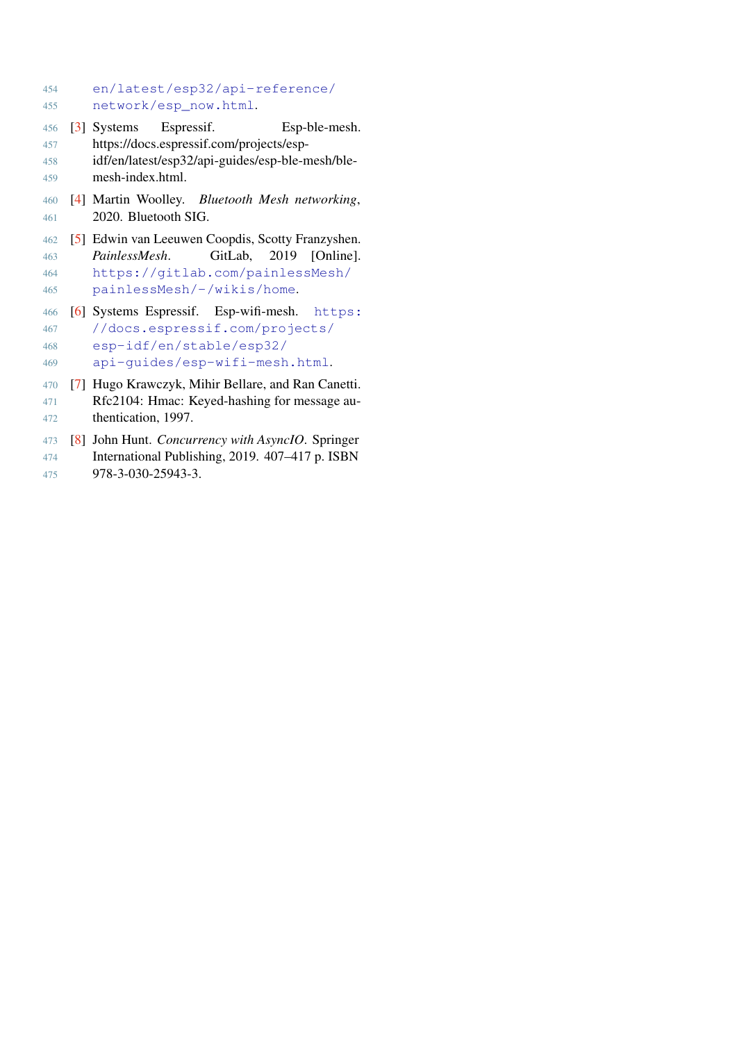en/latest/esp32/api-reference/network/esp_now.html.

[3] Systems Espressif. Esp-ble-mesh. https://docs.espressif.com/projects/esp-idf/en/latest/esp32/api-guides/esp-ble-mesh/ble-mesh-index.html.

[4] Martin Woolley. *Bluetooth Mesh networking*, 2020. Bluetooth SIG.

[5] Edwin van Leeuwen Coopdis, Scotty Franzyshen. *PainlessMesh*. GitLab, 2019 [Online]. https://gitlab.com/painlessMesh/painlessMesh/-/wikis/home.

[6] Systems Espressif. Esp-wifi-mesh. https://docs.espressif.com/projects/esp-idf/en/stable/esp32/api-guides/esp-wifi-mesh.html.

[7] Hugo Krawczyk, Mihir Bellare, and Ran Canetti. Rfc2104: Hmac: Keyed-hashing for message authentication, 1997.

[8] John Hunt. *Concurrency with AsyncIO*. Springer International Publishing, 2019. 407–417 p. ISBN 978-3-030-25943-3.